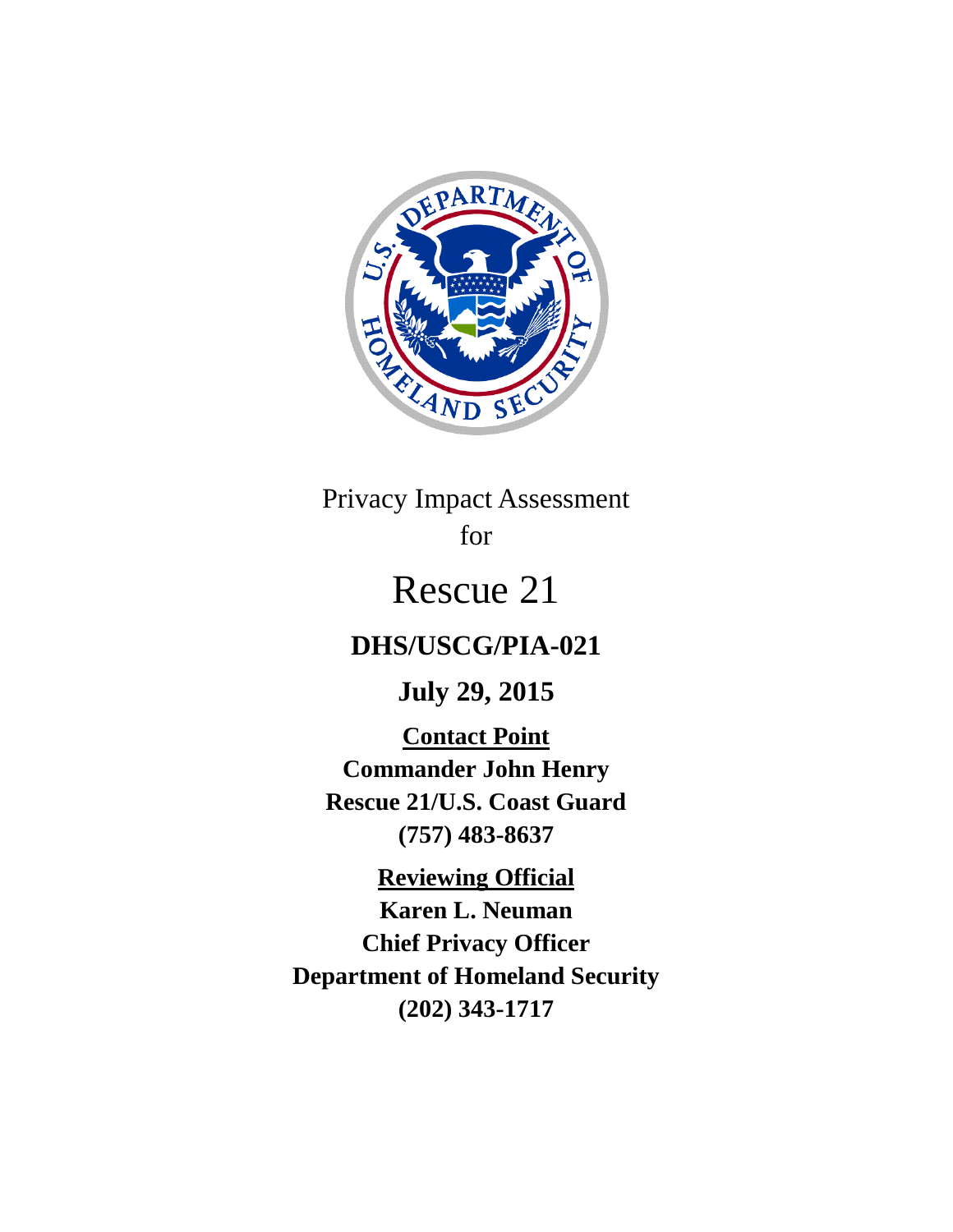Privacy Impact Assessment

for

# Rescue 21

**DHS/USCG/PIA-021**

**July 29, 2015**

**Contact Point**

**Commander John Henry**

**Rescue 21/U.S. Coast Guard**

**(757) 483-8637**

**Reviewing Official**

**Karen L. Neuman**

**Chief Privacy Officer**

**Department of Homeland Security**

**(202) 343-1717**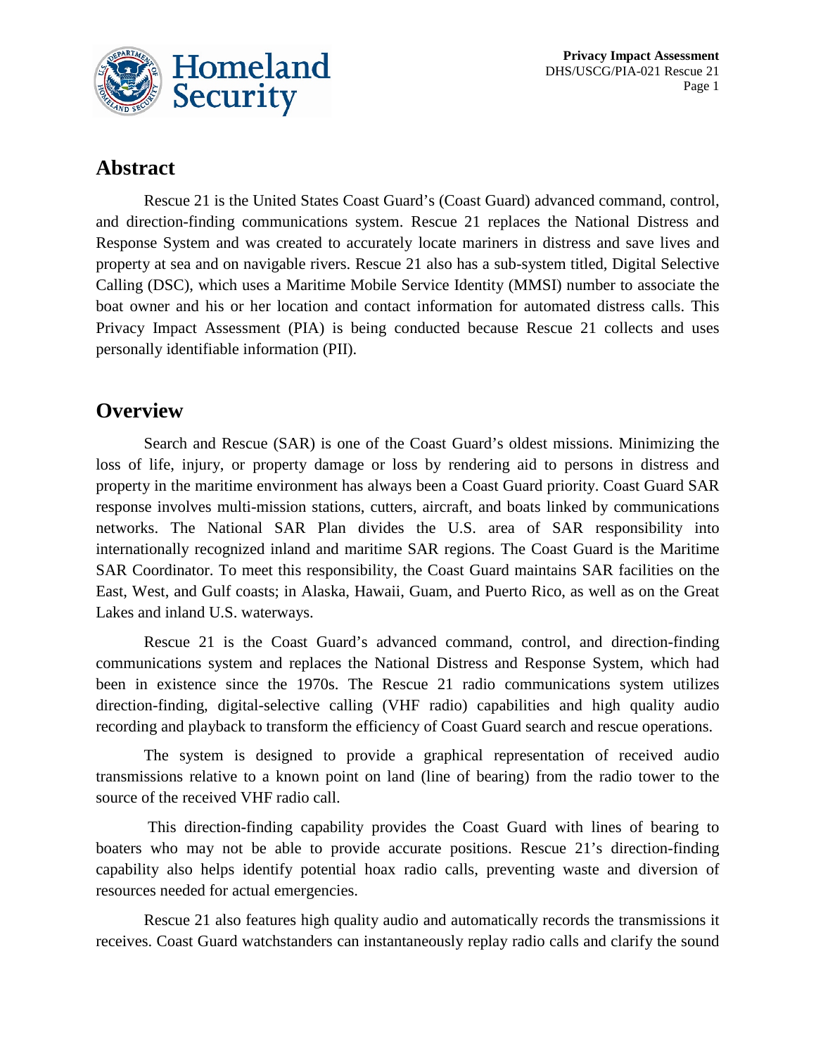## Abstract

Rescue 21 is the United States Coast Guard's (Coast Guard) advanced command, control, and direction-finding communications system. Rescue 21 replaces the National Distress and Response System and was created to accurately locate mariners in distress and save lives and property at sea and on navigable rivers. Rescue 21 also has a sub-system titled, Digital Selective Calling (DSC), which uses a Maritime Mobile Service Identity (MMSI) number to associate the boat owner and his or her location and contact information for automated distress calls. This Privacy Impact Assessment (PIA) is being conducted because Rescue 21 collects and uses personally identifiable information (PII).

## Overview

Search and Rescue (SAR) is one of the Coast Guard's oldest missions. Minimizing the loss of life, injury, or property damage or loss by rendering aid to persons in distress and property in the maritime environment has always been a Coast Guard priority. Coast Guard SAR response involves multi-mission stations, cutters, aircraft, and boats linked by communications networks. The National SAR Plan divides the U.S. area of SAR responsibility into internationally recognized inland and maritime SAR regions. The Coast Guard is the Maritime SAR Coordinator. To meet this responsibility, the Coast Guard maintains SAR facilities on the East, West, and Gulf coasts; in Alaska, Hawaii, Guam, and Puerto Rico, as well as on the Great Lakes and inland U.S. waterways.

Rescue 21 is the Coast Guard's advanced command, control, and direction-finding communications system and replaces the National Distress and Response System, which had been in existence since the 1970s. The Rescue 21 radio communications system utilizes direction-finding, digital-selective calling (VHF radio) capabilities and high quality audio recording and playback to transform the efficiency of Coast Guard search and rescue operations.

The system is designed to provide a graphical representation of received audio transmissions relative to a known point on land (line of bearing) from the radio tower to the source of the received VHF radio call.

This direction-finding capability provides the Coast Guard with lines of bearing to boaters who may not be able to provide accurate positions. Rescue 21's direction-finding capability also helps identify potential hoax radio calls, preventing waste and diversion of resources needed for actual emergencies.

Rescue 21 also features high quality audio and automatically records the transmissions it receives. Coast Guard watchstanders can instantaneously replay radio calls and clarify the sound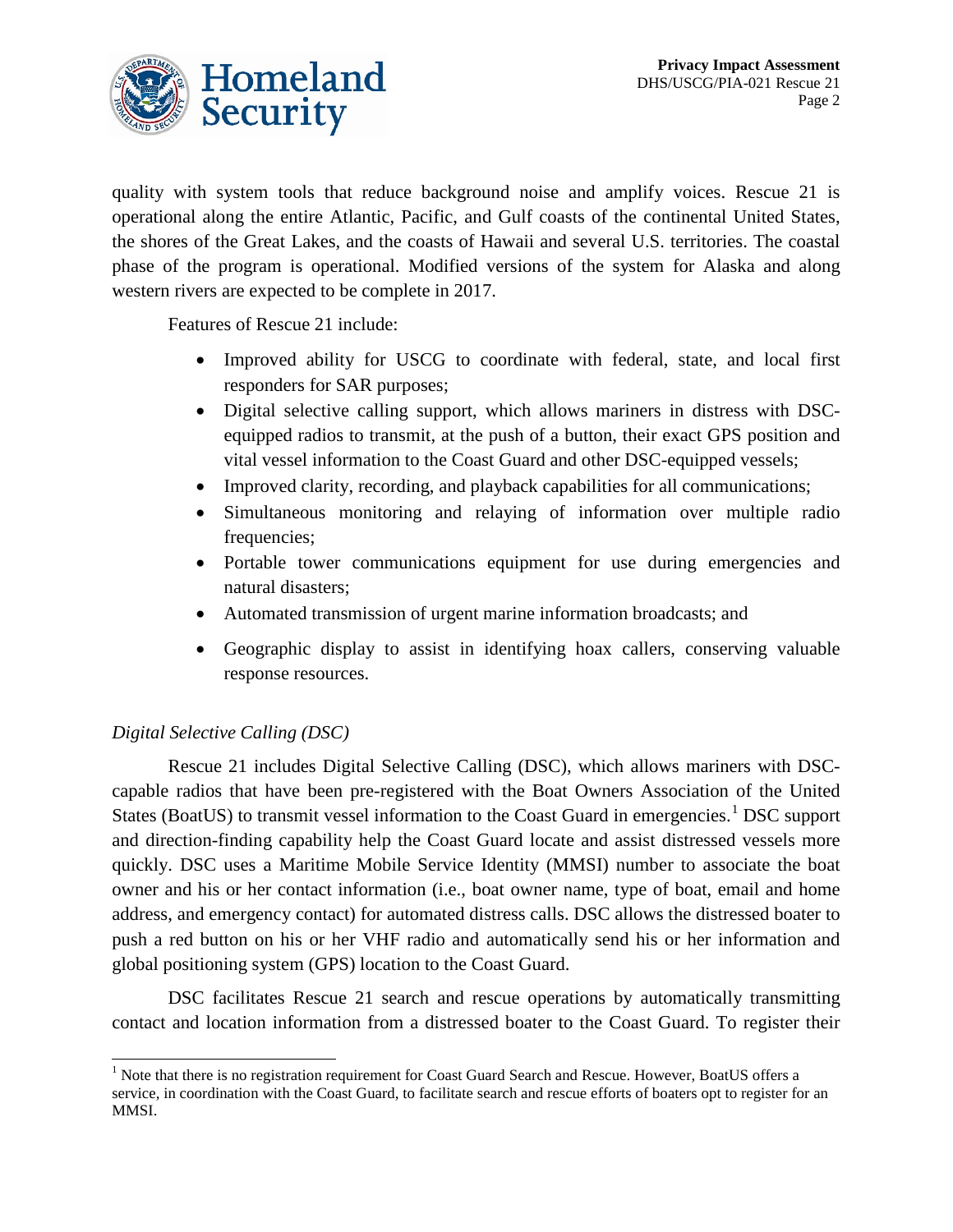quality with system tools that reduce background noise and amplify voices. Rescue 21 is operational along the entire Atlantic, Pacific, and Gulf coasts of the continental United States, the shores of the Great Lakes, and the coasts of Hawaii and several U.S. territories. The coastal phase of the program is operational. Modified versions of the system for Alaska and along western rivers are expected to be complete in 2017.

Features of Rescue 21 include:

- Improved ability for USCG to coordinate with federal, state, and local first responders for SAR purposes;
- Digital selective calling support, which allows mariners in distress with DSC-equipped radios to transmit, at the push of a button, their exact GPS position and vital vessel information to the Coast Guard and other DSC-equipped vessels;
- Improved clarity, recording, and playback capabilities for all communications;
- Simultaneous monitoring and relaying of information over multiple radio frequencies;
- Portable tower communications equipment for use during emergencies and natural disasters;
- Automated transmission of urgent marine information broadcasts; and
- Geographic display to assist in identifying hoax callers, conserving valuable response resources.

*Digital Selective Calling (DSC)*

Rescue 21 includes Digital Selective Calling (DSC), which allows mariners with DSC-capable radios that have been pre-registered with the Boat Owners Association of the United States (BoatUS) to transmit vessel information to the Coast Guard in emergencies.[1] DSC support and direction-finding capability help the Coast Guard locate and assist distressed vessels more quickly. DSC uses a Maritime Mobile Service Identity (MMSI) number to associate the boat owner and his or her contact information (i.e., boat owner name, type of boat, email and home address, and emergency contact) for automated distress calls. DSC allows the distressed boater to push a red button on his or her VHF radio and automatically send his or her information and global positioning system (GPS) location to the Coast Guard.

DSC facilitates Rescue 21 search and rescue operations by automatically transmitting contact and location information from a distressed boater to the Coast Guard. To register their

[1] Note that there is no registration requirement for Coast Guard Search and Rescue. However, BoatUS offers a service, in coordination with the Coast Guard, to facilitate search and rescue efforts of boaters opt to register for an MMSI.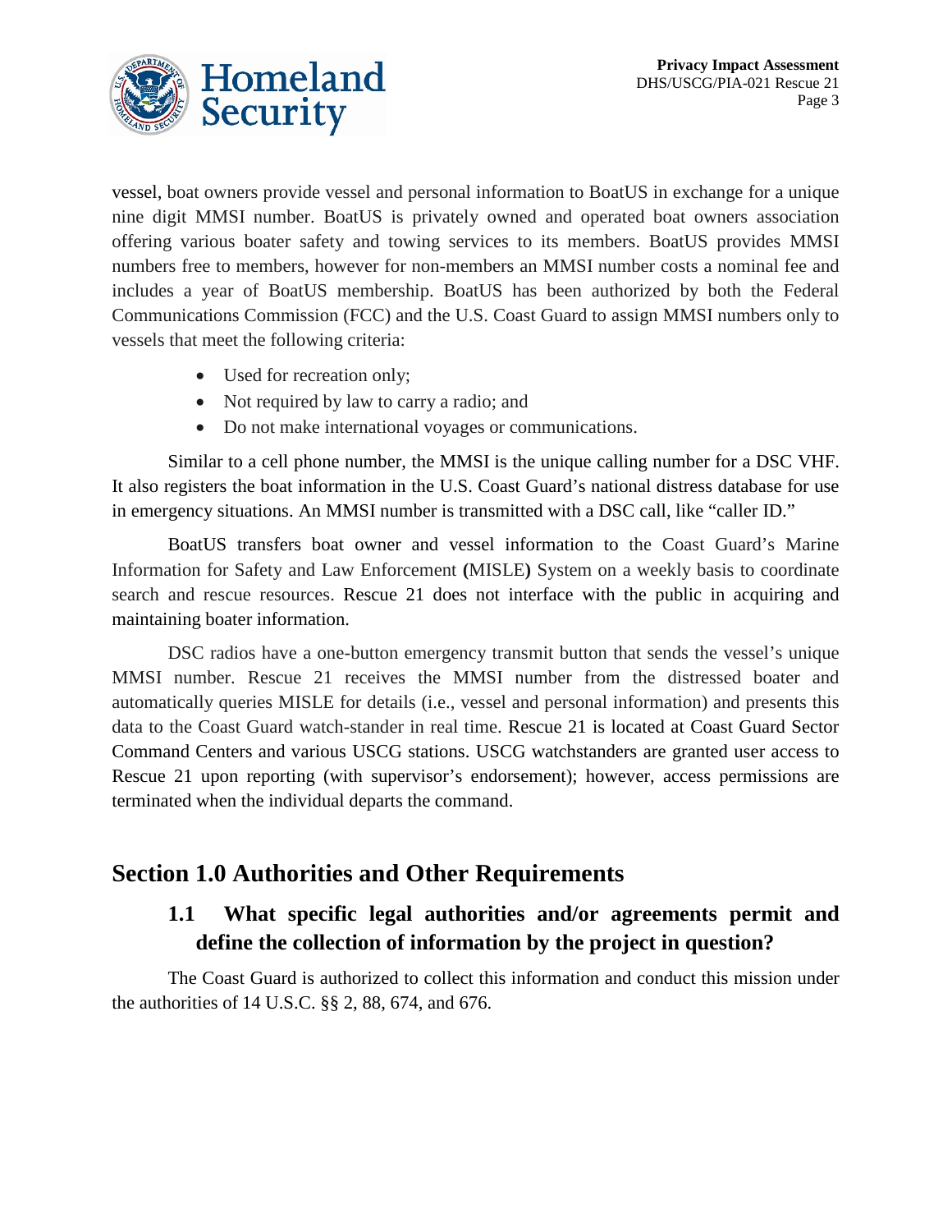vessel, boat owners provide vessel and personal information to BoatUS in exchange for a unique nine digit MMSI number. BoatUS is privately owned and operated boat owners association offering various boater safety and towing services to its members. BoatUS provides MMSI numbers free to members, however for non-members an MMSI number costs a nominal fee and includes a year of BoatUS membership. BoatUS has been authorized by both the Federal Communications Commission (FCC) and the U.S. Coast Guard to assign MMSI numbers only to vessels that meet the following criteria:

- Used for recreation only;
- Not required by law to carry a radio; and
- Do not make international voyages or communications.

Similar to a cell phone number, the MMSI is the unique calling number for a DSC VHF. It also registers the boat information in the U.S. Coast Guard's national distress database for use in emergency situations. An MMSI number is transmitted with a DSC call, like "caller ID."

BoatUS transfers boat owner and vessel information to the Coast Guard's Marine Information for Safety and Law Enforcement (MISLE) System on a weekly basis to coordinate search and rescue resources. Rescue 21 does not interface with the public in acquiring and maintaining boater information.

DSC radios have a one-button emergency transmit button that sends the vessel's unique MMSI number. Rescue 21 receives the MMSI number from the distressed boater and automatically queries MISLE for details (i.e., vessel and personal information) and presents this data to the Coast Guard watch-stander in real time. Rescue 21 is located at Coast Guard Sector Command Centers and various USCG stations. USCG watchstanders are granted user access to Rescue 21 upon reporting (with supervisor's endorsement); however, access permissions are terminated when the individual departs the command.

## Section 1.0 Authorities and Other Requirements

### 1.1 What specific legal authorities and/or agreements permit and define the collection of information by the project in question?

The Coast Guard is authorized to collect this information and conduct this mission under the authorities of 14 U.S.C. §§ 2, 88, 674, and 676.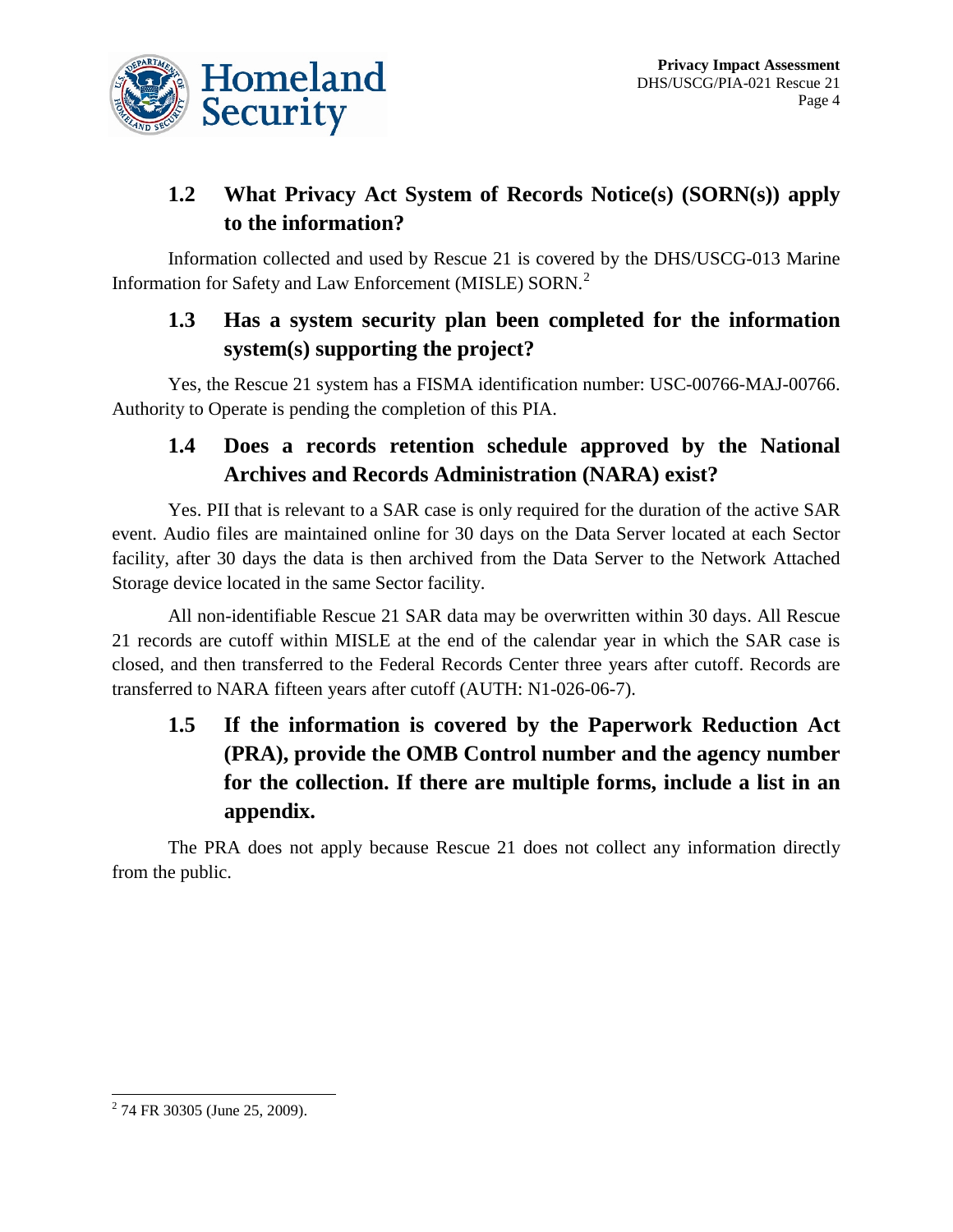## 1.2 What Privacy Act System of Records Notice(s) (SORN(s)) apply to the information?

Information collected and used by Rescue 21 is covered by the DHS/USCG-013 Marine Information for Safety and Law Enforcement (MISLE) SORN.[2]

## 1.3 Has a system security plan been completed for the information system(s) supporting the project?

Yes, the Rescue 21 system has a FISMA identification number: USC-00766-MAJ-00766. Authority to Operate is pending the completion of this PIA.

## 1.4 Does a records retention schedule approved by the National Archives and Records Administration (NARA) exist?

Yes. PII that is relevant to a SAR case is only required for the duration of the active SAR event. Audio files are maintained online for 30 days on the Data Server located at each Sector facility, after 30 days the data is then archived from the Data Server to the Network Attached Storage device located in the same Sector facility.

All non-identifiable Rescue 21 SAR data may be overwritten within 30 days. All Rescue 21 records are cutoff within MISLE at the end of the calendar year in which the SAR case is closed, and then transferred to the Federal Records Center three years after cutoff. Records are transferred to NARA fifteen years after cutoff (AUTH: N1-026-06-7).

## 1.5 If the information is covered by the Paperwork Reduction Act (PRA), provide the OMB Control number and the agency number for the collection. If there are multiple forms, include a list in an appendix.

The PRA does not apply because Rescue 21 does not collect any information directly from the public.

---

[2] 74 FR 30305 (June 25, 2009).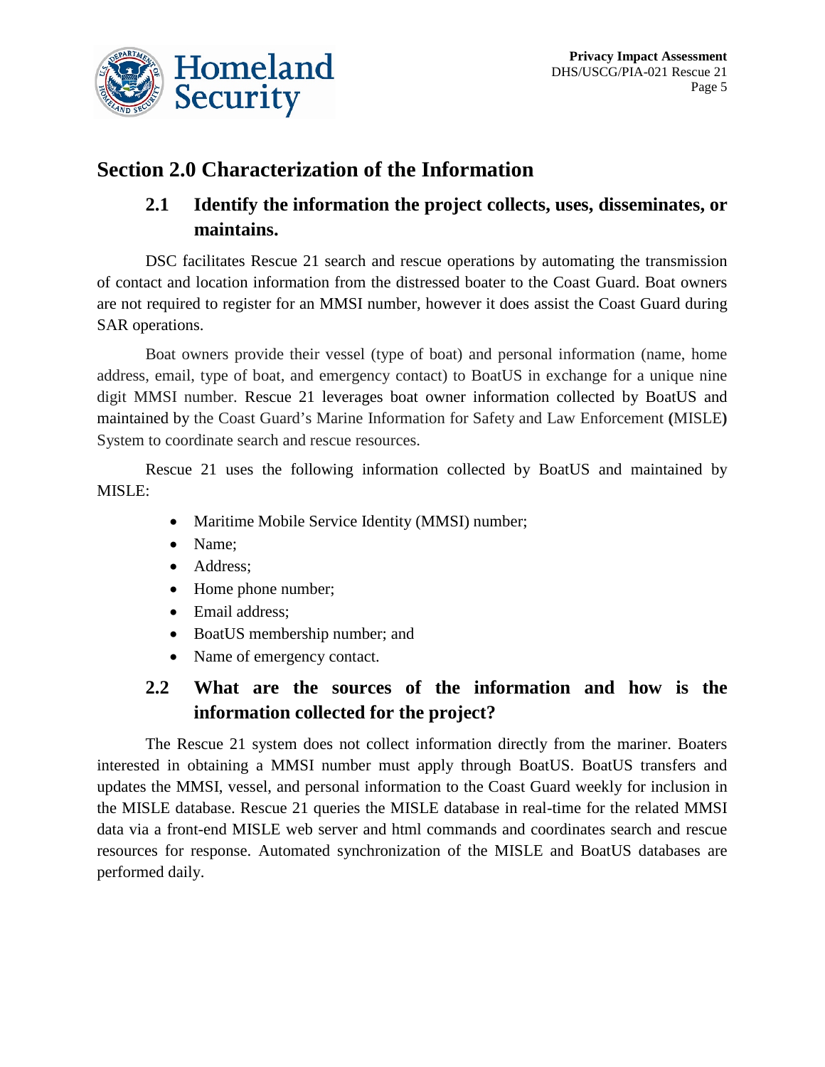## Section 2.0 Characterization of the Information

### 2.1 Identify the information the project collects, uses, disseminates, or maintains.

DSC facilitates Rescue 21 search and rescue operations by automating the transmission of contact and location information from the distressed boater to the Coast Guard. Boat owners are not required to register for an MMSI number, however it does assist the Coast Guard during SAR operations.

Boat owners provide their vessel (type of boat) and personal information (name, home address, email, type of boat, and emergency contact) to BoatUS in exchange for a unique nine digit MMSI number. Rescue 21 leverages boat owner information collected by BoatUS and maintained by the Coast Guard's Marine Information for Safety and Law Enforcement **(**MISLE**)** System to coordinate search and rescue resources.

Rescue 21 uses the following information collected by BoatUS and maintained by MISLE:

- Maritime Mobile Service Identity (MMSI) number;
- Name;
- Address;
- Home phone number;
- Email address;
- BoatUS membership number; and
- Name of emergency contact.

### 2.2 What are the sources of the information and how is the information collected for the project?

The Rescue 21 system does not collect information directly from the mariner. Boaters interested in obtaining a MMSI number must apply through BoatUS. BoatUS transfers and updates the MMSI, vessel, and personal information to the Coast Guard weekly for inclusion in the MISLE database. Rescue 21 queries the MISLE database in real-time for the related MMSI data via a front-end MISLE web server and html commands and coordinates search and rescue resources for response. Automated synchronization of the MISLE and BoatUS databases are performed daily.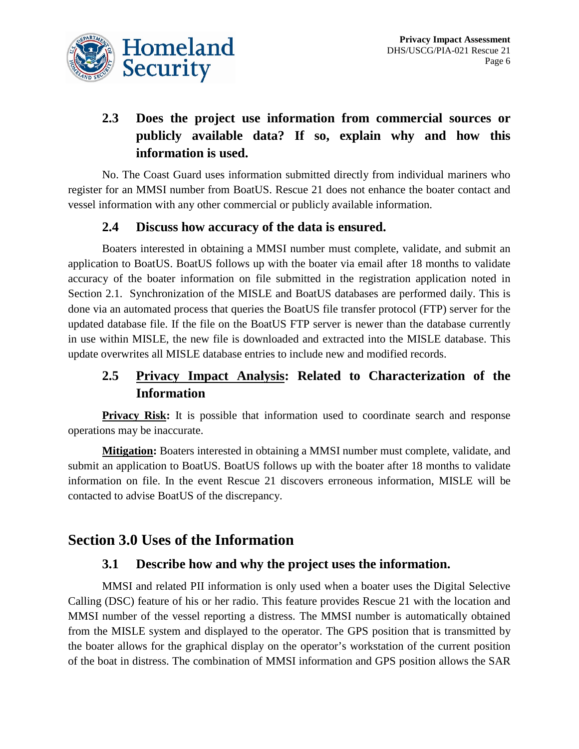### 2.3 Does the project use information from commercial sources or publicly available data? If so, explain why and how this information is used.

No. The Coast Guard uses information submitted directly from individual mariners who register for an MMSI number from BoatUS. Rescue 21 does not enhance the boater contact and vessel information with any other commercial or publicly available information.

### 2.4 Discuss how accuracy of the data is ensured.

Boaters interested in obtaining a MMSI number must complete, validate, and submit an application to BoatUS. BoatUS follows up with the boater via email after 18 months to validate accuracy of the boater information on file submitted in the registration application noted in Section 2.1. Synchronization of the MISLE and BoatUS databases are performed daily. This is done via an automated process that queries the BoatUS file transfer protocol (FTP) server for the updated database file. If the file on the BoatUS FTP server is newer than the database currently in use within MISLE, the new file is downloaded and extracted into the MISLE database. This update overwrites all MISLE database entries to include new and modified records.

### 2.5 Privacy Impact Analysis: Related to Characterization of the Information

**Privacy Risk:** It is possible that information used to coordinate search and response operations may be inaccurate.

**Mitigation:** Boaters interested in obtaining a MMSI number must complete, validate, and submit an application to BoatUS. BoatUS follows up with the boater after 18 months to validate information on file. In the event Rescue 21 discovers erroneous information, MISLE will be contacted to advise BoatUS of the discrepancy.

## Section 3.0 Uses of the Information

### 3.1 Describe how and why the project uses the information.

MMSI and related PII information is only used when a boater uses the Digital Selective Calling (DSC) feature of his or her radio. This feature provides Rescue 21 with the location and MMSI number of the vessel reporting a distress. The MMSI number is automatically obtained from the MISLE system and displayed to the operator. The GPS position that is transmitted by the boater allows for the graphical display on the operator's workstation of the current position of the boat in distress. The combination of MMSI information and GPS position allows the SAR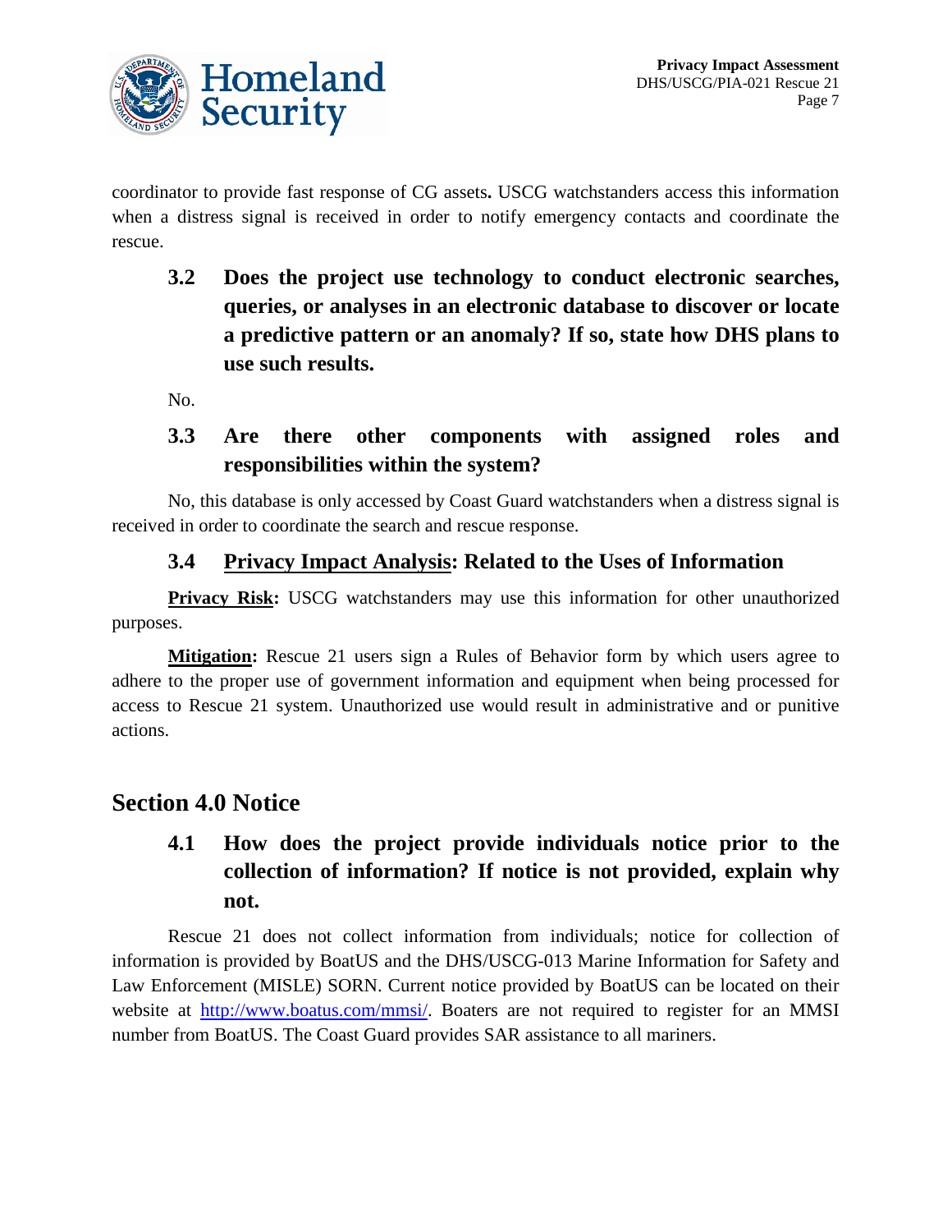coordinator to provide fast response of CG assets**.** USCG watchstanders access this information when a distress signal is received in order to notify emergency contacts and coordinate the rescue.

### 3.2 Does the project use technology to conduct electronic searches, queries, or analyses in an electronic database to discover or locate a predictive pattern or an anomaly? If so, state how DHS plans to use such results.

No.

### 3.3 Are there other components with assigned roles and responsibilities within the system?

No, this database is only accessed by Coast Guard watchstanders when a distress signal is received in order to coordinate the search and rescue response.

### 3.4 Privacy Impact Analysis: Related to the Uses of Information

**Privacy Risk:** USCG watchstanders may use this information for other unauthorized purposes.

**Mitigation:** Rescue 21 users sign a Rules of Behavior form by which users agree to adhere to the proper use of government information and equipment when being processed for access to Rescue 21 system. Unauthorized use would result in administrative and or punitive actions.

## Section 4.0 Notice

### 4.1 How does the project provide individuals notice prior to the collection of information? If notice is not provided, explain why not.

Rescue 21 does not collect information from individuals; notice for collection of information is provided by BoatUS and the DHS/USCG-013 Marine Information for Safety and Law Enforcement (MISLE) SORN. Current notice provided by BoatUS can be located on their website at [http://www.boatus.com/mmsi/](http://www.boatus.com/mmsi/). Boaters are not required to register for an MMSI number from BoatUS. The Coast Guard provides SAR assistance to all mariners.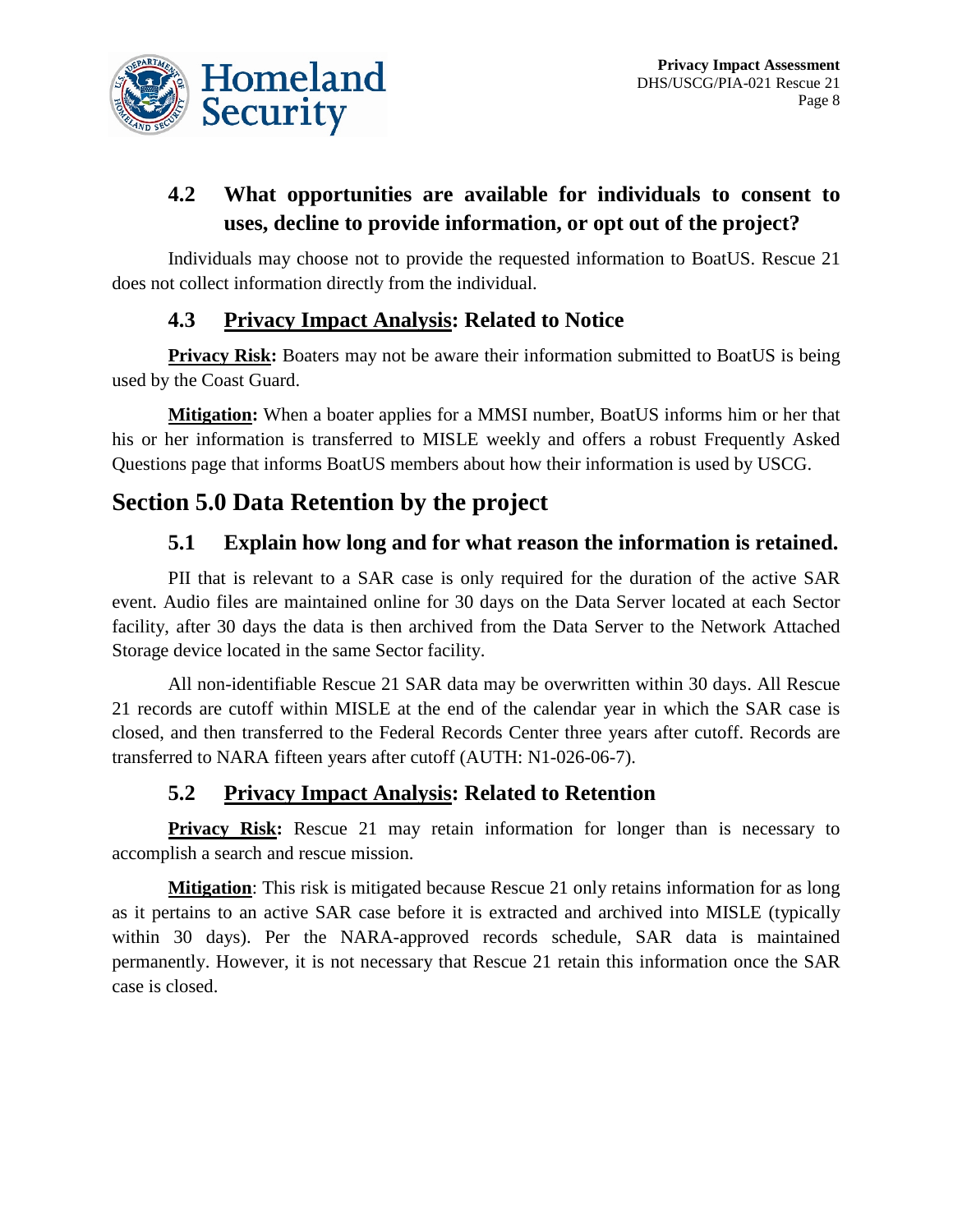### 4.2 What opportunities are available for individuals to consent to uses, decline to provide information, or opt out of the project?

Individuals may choose not to provide the requested information to BoatUS. Rescue 21 does not collect information directly from the individual.

### 4.3 Privacy Impact Analysis: Related to Notice

**Privacy Risk:** Boaters may not be aware their information submitted to BoatUS is being used by the Coast Guard.

**Mitigation:** When a boater applies for a MMSI number, BoatUS informs him or her that his or her information is transferred to MISLE weekly and offers a robust Frequently Asked Questions page that informs BoatUS members about how their information is used by USCG.

## Section 5.0 Data Retention by the project

### 5.1 Explain how long and for what reason the information is retained.

PII that is relevant to a SAR case is only required for the duration of the active SAR event. Audio files are maintained online for 30 days on the Data Server located at each Sector facility, after 30 days the data is then archived from the Data Server to the Network Attached Storage device located in the same Sector facility.

All non-identifiable Rescue 21 SAR data may be overwritten within 30 days. All Rescue 21 records are cutoff within MISLE at the end of the calendar year in which the SAR case is closed, and then transferred to the Federal Records Center three years after cutoff. Records are transferred to NARA fifteen years after cutoff (AUTH: N1-026-06-7).

### 5.2 Privacy Impact Analysis: Related to Retention

**Privacy Risk:** Rescue 21 may retain information for longer than is necessary to accomplish a search and rescue mission.

**Mitigation**: This risk is mitigated because Rescue 21 only retains information for as long as it pertains to an active SAR case before it is extracted and archived into MISLE (typically within 30 days). Per the NARA-approved records schedule, SAR data is maintained permanently. However, it is not necessary that Rescue 21 retain this information once the SAR case is closed.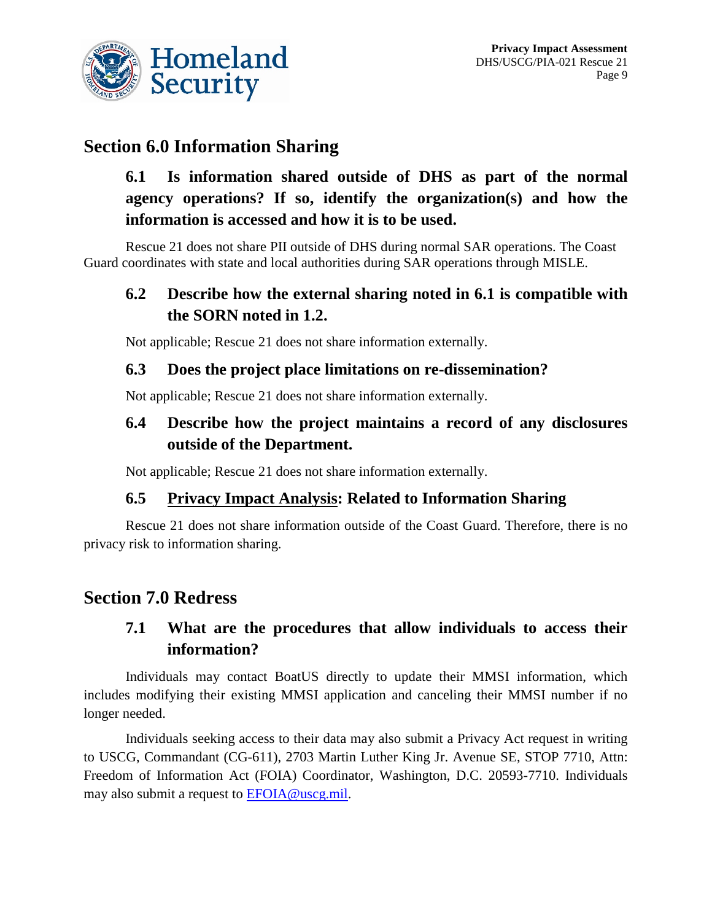## Section 6.0 Information Sharing

### 6.1 Is information shared outside of DHS as part of the normal agency operations? If so, identify the organization(s) and how the information is accessed and how it is to be used.

Rescue 21 does not share PII outside of DHS during normal SAR operations. The Coast Guard coordinates with state and local authorities during SAR operations through MISLE.

### 6.2 Describe how the external sharing noted in 6.1 is compatible with the SORN noted in 1.2.

Not applicable; Rescue 21 does not share information externally.

### 6.3 Does the project place limitations on re-dissemination?

Not applicable; Rescue 21 does not share information externally.

### 6.4 Describe how the project maintains a record of any disclosures outside of the Department.

Not applicable; Rescue 21 does not share information externally.

### 6.5 Privacy Impact Analysis: Related to Information Sharing

Rescue 21 does not share information outside of the Coast Guard. Therefore, there is no privacy risk to information sharing.

## Section 7.0 Redress

### 7.1 What are the procedures that allow individuals to access their information?

Individuals may contact BoatUS directly to update their MMSI information, which includes modifying their existing MMSI application and canceling their MMSI number if no longer needed.

Individuals seeking access to their data may also submit a Privacy Act request in writing to USCG, Commandant (CG-611), 2703 Martin Luther King Jr. Avenue SE, STOP 7710, Attn: Freedom of Information Act (FOIA) Coordinator, Washington, D.C. 20593-7710. Individuals may also submit a request to EFOIA@uscg.mil.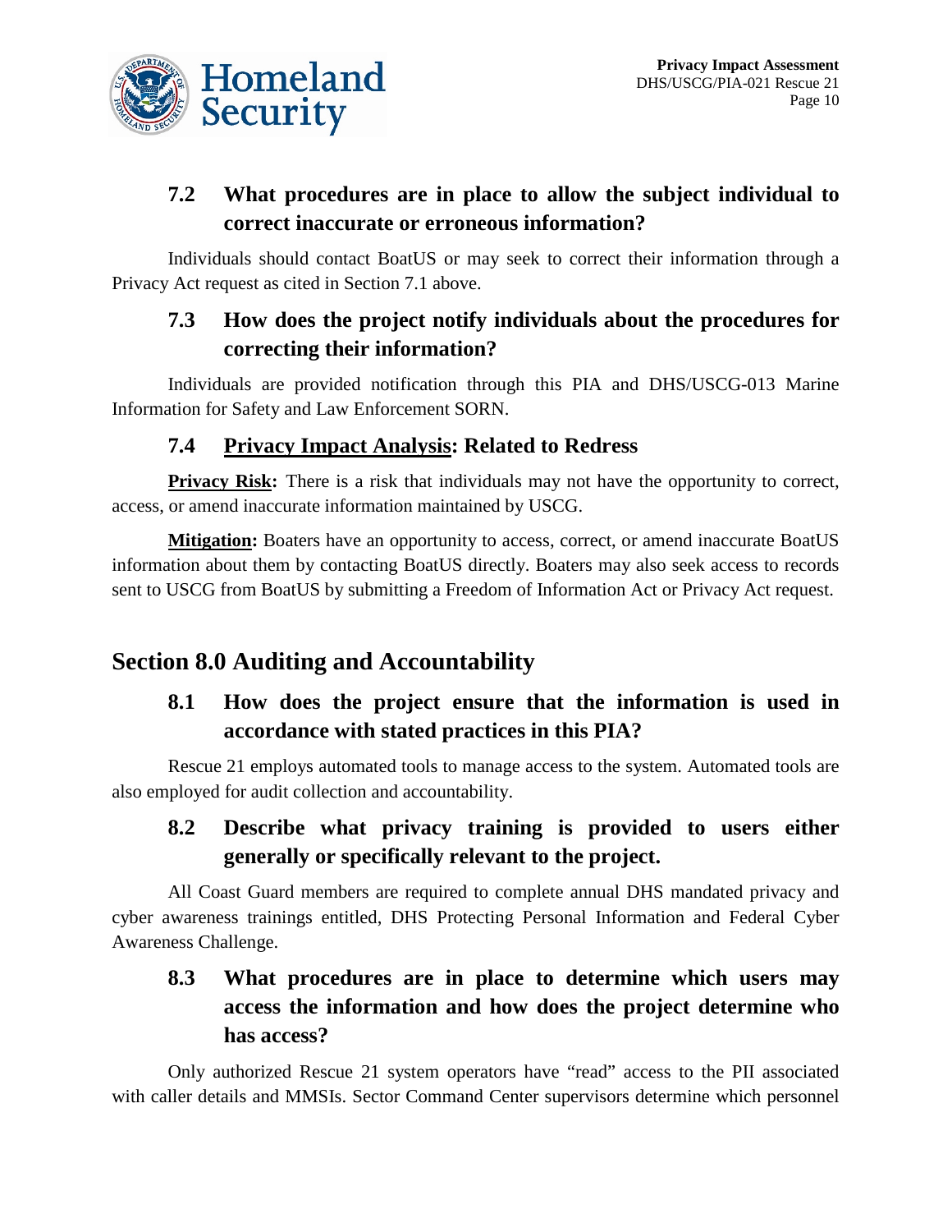### 7.2 What procedures are in place to allow the subject individual to correct inaccurate or erroneous information?

Individuals should contact BoatUS or may seek to correct their information through a Privacy Act request as cited in Section 7.1 above.

### 7.3 How does the project notify individuals about the procedures for correcting their information?

Individuals are provided notification through this PIA and DHS/USCG-013 Marine Information for Safety and Law Enforcement SORN.

### 7.4 Privacy Impact Analysis: Related to Redress

**Privacy Risk:** There is a risk that individuals may not have the opportunity to correct, access, or amend inaccurate information maintained by USCG.

**Mitigation:** Boaters have an opportunity to access, correct, or amend inaccurate BoatUS information about them by contacting BoatUS directly. Boaters may also seek access to records sent to USCG from BoatUS by submitting a Freedom of Information Act or Privacy Act request.

## Section 8.0 Auditing and Accountability

### 8.1 How does the project ensure that the information is used in accordance with stated practices in this PIA?

Rescue 21 employs automated tools to manage access to the system. Automated tools are also employed for audit collection and accountability.

### 8.2 Describe what privacy training is provided to users either generally or specifically relevant to the project.

All Coast Guard members are required to complete annual DHS mandated privacy and cyber awareness trainings entitled, DHS Protecting Personal Information and Federal Cyber Awareness Challenge.

### 8.3 What procedures are in place to determine which users may access the information and how does the project determine who has access?

Only authorized Rescue 21 system operators have "read" access to the PII associated with caller details and MMSIs. Sector Command Center supervisors determine which personnel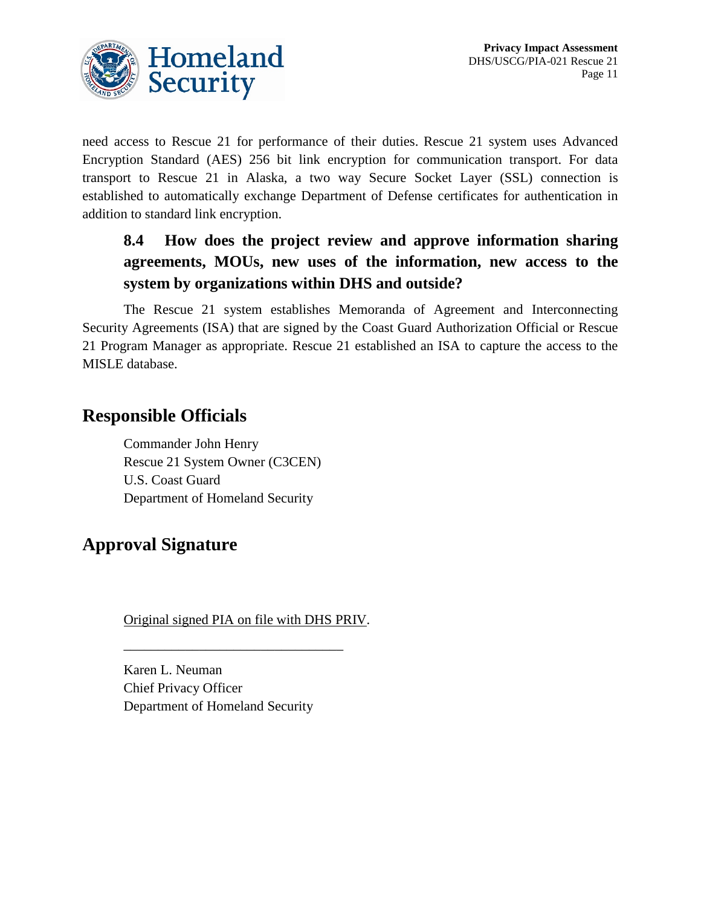need access to Rescue 21 for performance of their duties. Rescue 21 system uses Advanced Encryption Standard (AES) 256 bit link encryption for communication transport. For data transport to Rescue 21 in Alaska, a two way Secure Socket Layer (SSL) connection is established to automatically exchange Department of Defense certificates for authentication in addition to standard link encryption.

### 8.4 How does the project review and approve information sharing agreements, MOUs, new uses of the information, new access to the system by organizations within DHS and outside?

The Rescue 21 system establishes Memoranda of Agreement and Interconnecting Security Agreements (ISA) that are signed by the Coast Guard Authorization Official or Rescue 21 Program Manager as appropriate. Rescue 21 established an ISA to capture the access to the MISLE database.

## Responsible Officials

Commander John Henry
Rescue 21 System Owner (C3CEN)
U.S. Coast Guard
Department of Homeland Security

## Approval Signature

Original signed PIA on file with DHS PRIV.

________________________________

Karen L. Neuman
Chief Privacy Officer
Department of Homeland Security